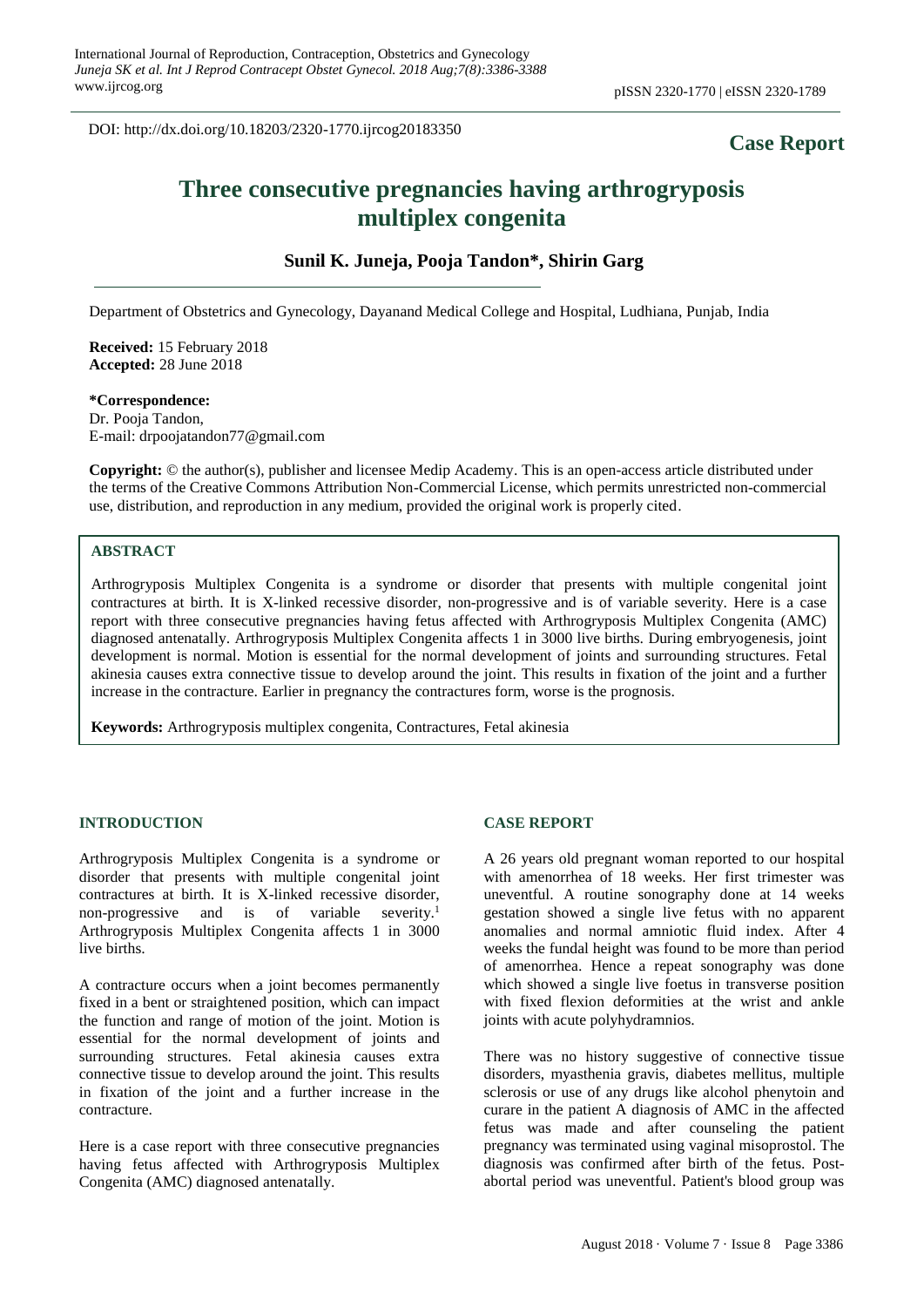DOI: http://dx.doi.org/10.18203/2320-1770.ijrcog20183350

**Case Report**

# Three consecutive pregnancies having arthrogryposis multiplex congenita

**Sunil K. Juneja, Pooja Tandon*, Shirin Garg**

Department of Obstetrics and Gynecology, Dayanand Medical College and Hospital, Ludhiana, Punjab, India

**Received:** 15 February 2018
**Accepted:** 28 June 2018

**\*Correspondence:**
Dr. Pooja Tandon,
E-mail: drpoojatandon77@gmail.com

**Copyright:** © the author(s), publisher and licensee Medip Academy. This is an open-access article distributed under the terms of the Creative Commons Attribution Non-Commercial License, which permits unrestricted non-commercial use, distribution, and reproduction in any medium, provided the original work is properly cited.

## ABSTRACT

Arthrogryposis Multiplex Congenita is a syndrome or disorder that presents with multiple congenital joint contractures at birth. It is X-linked recessive disorder, non-progressive and is of variable severity. Here is a case report with three consecutive pregnancies having fetus affected with Arthrogryposis Multiplex Congenita (AMC) diagnosed antenatally. Arthrogryposis Multiplex Congenita affects 1 in 3000 live births. During embryogenesis, joint development is normal. Motion is essential for the normal development of joints and surrounding structures. Fetal akinesia causes extra connective tissue to develop around the joint. This results in fixation of the joint and a further increase in the contracture. Earlier in pregnancy the contractures form, worse is the prognosis.

**Keywords:** Arthrogryposis multiplex congenita, Contractures, Fetal akinesia

## INTRODUCTION

Arthrogryposis Multiplex Congenita is a syndrome or disorder that presents with multiple congenital joint contractures at birth. It is X-linked recessive disorder, non-progressive and is of variable severity.[1] Arthrogryposis Multiplex Congenita affects 1 in 3000 live births.

A contracture occurs when a joint becomes permanently fixed in a bent or straightened position, which can impact the function and range of motion of the joint. Motion is essential for the normal development of joints and surrounding structures. Fetal akinesia causes extra connective tissue to develop around the joint. This results in fixation of the joint and a further increase in the contracture.

Here is a case report with three consecutive pregnancies having fetus affected with Arthrogryposis Multiplex Congenita (AMC) diagnosed antenatally.

## CASE REPORT

A 26 years old pregnant woman reported to our hospital with amenorrhea of 18 weeks. Her first trimester was uneventful. A routine sonography done at 14 weeks gestation showed a single live fetus with no apparent anomalies and normal amniotic fluid index. After 4 weeks the fundal height was found to be more than period of amenorrhea. Hence a repeat sonography was done which showed a single live foetus in transverse position with fixed flexion deformities at the wrist and ankle joints with acute polyhydramnios.

There was no history suggestive of connective tissue disorders, myasthenia gravis, diabetes mellitus, multiple sclerosis or use of any drugs like alcohol phenytoin and curare in the patient A diagnosis of AMC in the affected fetus was made and after counseling the patient pregnancy was terminated using vaginal misoprostol. The diagnosis was confirmed after birth of the fetus. Post-abortal period was uneventful. Patient's blood group was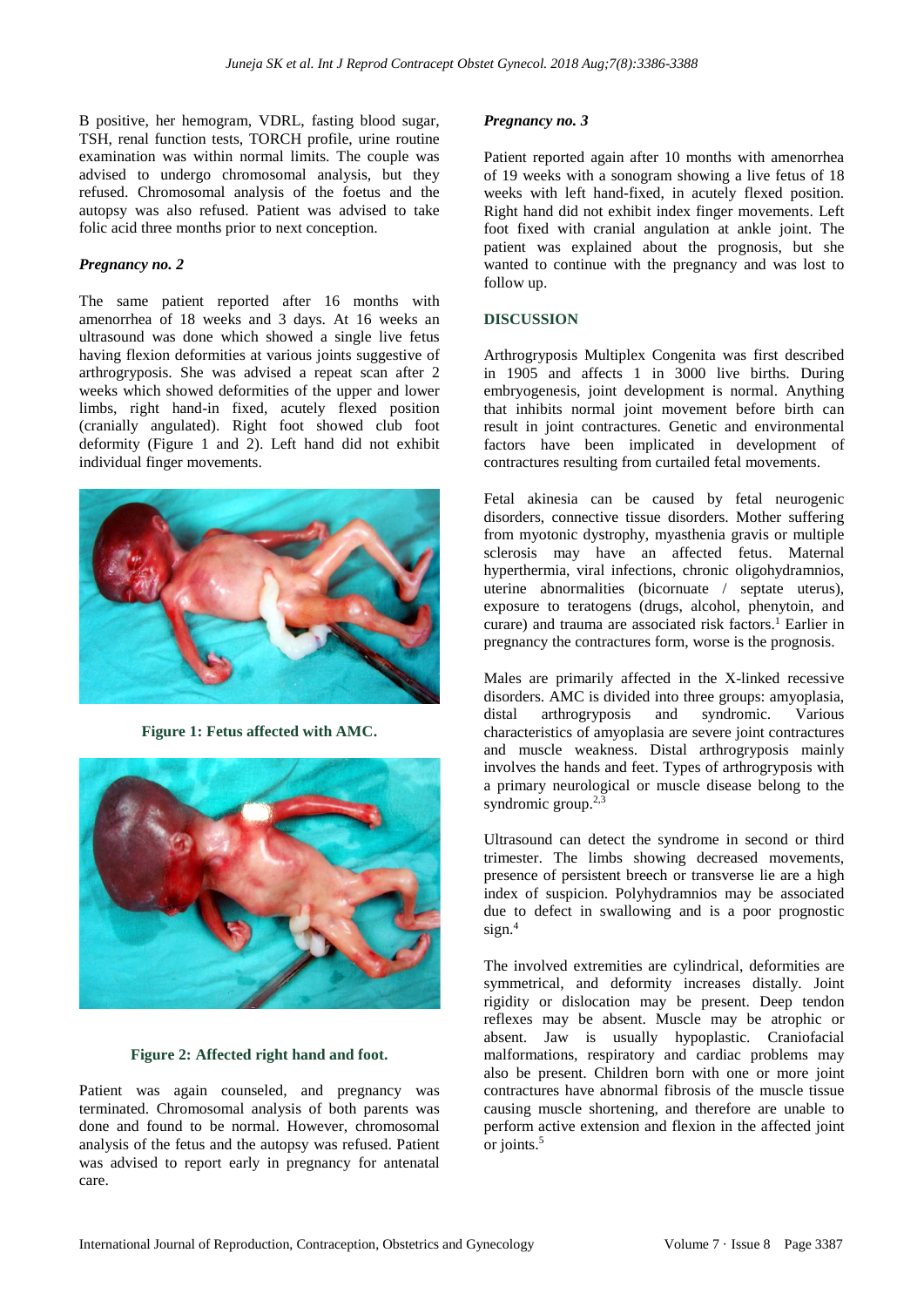B positive, her hemogram, VDRL, fasting blood sugar, TSH, renal function tests, TORCH profile, urine routine examination was within normal limits. The couple was advised to undergo chromosomal analysis, but they refused. Chromosomal analysis of the foetus and the autopsy was also refused. Patient was advised to take folic acid three months prior to next conception.

### *Pregnancy no. 2*

The same patient reported after 16 months with amenorrhea of 18 weeks and 3 days. At 16 weeks an ultrasound was done which showed a single live fetus having flexion deformities at various joints suggestive of arthrogryposis. She was advised a repeat scan after 2 weeks which showed deformities of the upper and lower limbs, right hand-in fixed, acutely flexed position (cranially angulated). Right foot showed club foot deformity (Figure 1 and 2). Left hand did not exhibit individual finger movements.

**Figure 1: Fetus affected with AMC.**

**Figure 2: Affected right hand and foot.**

Patient was again counseled, and pregnancy was terminated. Chromosomal analysis of both parents was done and found to be normal. However, chromosomal analysis of the fetus and the autopsy was refused. Patient was advised to report early in pregnancy for antenatal care.

### *Pregnancy no. 3*

Patient reported again after 10 months with amenorrhea of 19 weeks with a sonogram showing a live fetus of 18 weeks with left hand-fixed, in acutely flexed position. Right hand did not exhibit index finger movements. Left foot fixed with cranial angulation at ankle joint. The patient was explained about the prognosis, but she wanted to continue with the pregnancy and was lost to follow up.

## DISCUSSION

Arthrogryposis Multiplex Congenita was first described in 1905 and affects 1 in 3000 live births. During embryogenesis, joint development is normal. Anything that inhibits normal joint movement before birth can result in joint contractures. Genetic and environmental factors have been implicated in development of contractures resulting from curtailed fetal movements.

Fetal akinesia can be caused by fetal neurogenic disorders, connective tissue disorders. Mother suffering from myotonic dystrophy, myasthenia gravis or multiple sclerosis may have an affected fetus. Maternal hyperthermia, viral infections, chronic oligohydramnios, uterine abnormalities (bicornuate / septate uterus), exposure to teratogens (drugs, alcohol, phenytoin, and curare) and trauma are associated risk factors.[1] Earlier in pregnancy the contractures form, worse is the prognosis.

Males are primarily affected in the X-linked recessive disorders. AMC is divided into three groups: amyoplasia, distal arthrogryposis and syndromic. Various characteristics of amyoplasia are severe joint contractures and muscle weakness. Distal arthrogryposis mainly involves the hands and feet. Types of arthrogryposis with a primary neurological or muscle disease belong to the syndromic group.[2,3]

Ultrasound can detect the syndrome in second or third trimester. The limbs showing decreased movements, presence of persistent breech or transverse lie are a high index of suspicion. Polyhydramnios may be associated due to defect in swallowing and is a poor prognostic sign.[4]

The involved extremities are cylindrical, deformities are symmetrical, and deformity increases distally. Joint rigidity or dislocation may be present. Deep tendon reflexes may be absent. Muscle may be atrophic or absent. Jaw is usually hypoplastic. Craniofacial malformations, respiratory and cardiac problems may also be present. Children born with one or more joint contractures have abnormal fibrosis of the muscle tissue causing muscle shortening, and therefore are unable to perform active extension and flexion in the affected joint or joints.[5]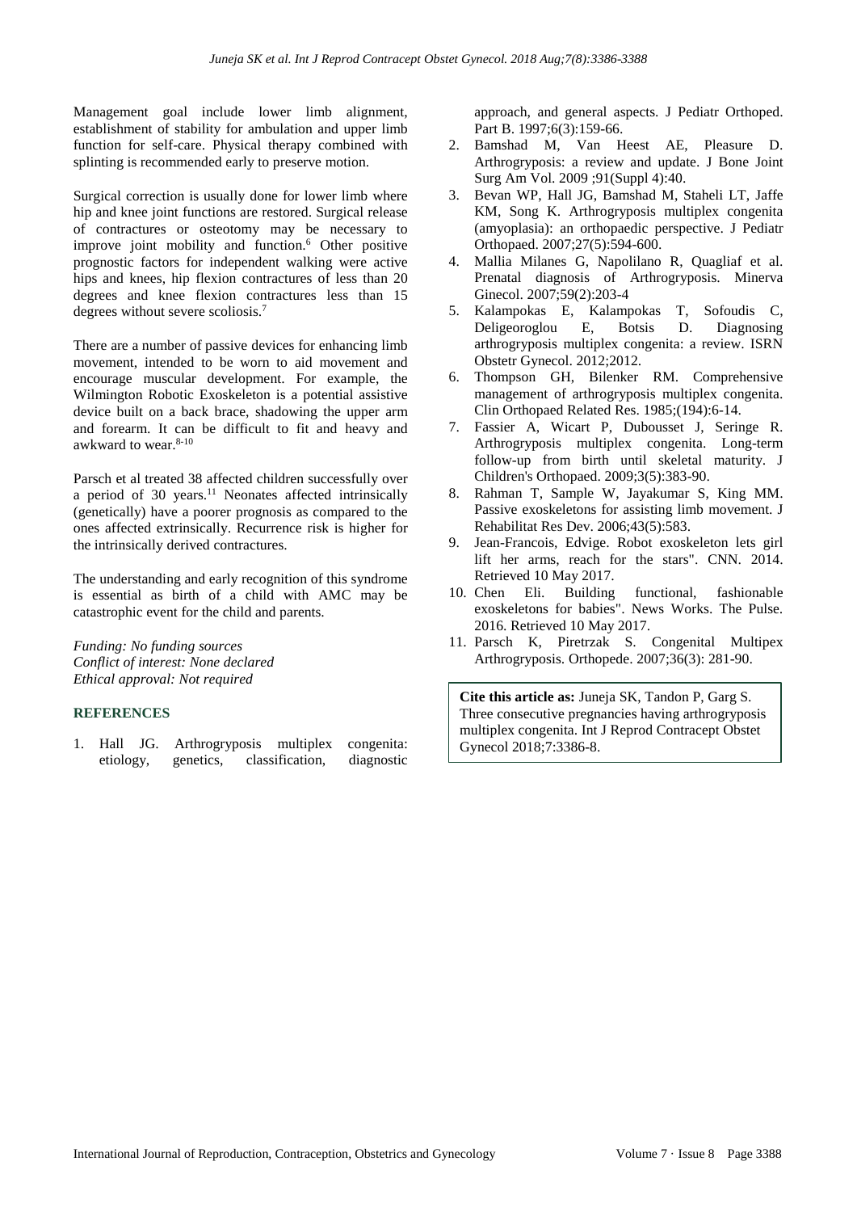Management goal include lower limb alignment, establishment of stability for ambulation and upper limb function for self-care. Physical therapy combined with splinting is recommended early to preserve motion.

Surgical correction is usually done for lower limb where hip and knee joint functions are restored. Surgical release of contractures or osteotomy may be necessary to improve joint mobility and function.[6] Other positive prognostic factors for independent walking were active hips and knees, hip flexion contractures of less than 20 degrees and knee flexion contractures less than 15 degrees without severe scoliosis.[7]

There are a number of passive devices for enhancing limb movement, intended to be worn to aid movement and encourage muscular development. For example, the Wilmington Robotic Exoskeleton is a potential assistive device built on a back brace, shadowing the upper arm and forearm. It can be difficult to fit and heavy and awkward to wear.[8-10]

Parsch et al treated 38 affected children successfully over a period of 30 years.[11] Neonates affected intrinsically (genetically) have a poorer prognosis as compared to the ones affected extrinsically. Recurrence risk is higher for the intrinsically derived contractures.

The understanding and early recognition of this syndrome is essential as birth of a child with AMC may be catastrophic event for the child and parents.

*Funding: No funding sources*
*Conflict of interest: None declared*
*Ethical approval: Not required*

## REFERENCES

1. Hall JG. Arthrogryposis multiplex congenita: etiology, genetics, classification, diagnostic approach, and general aspects. J Pediatr Orthoped. Part B. 1997;6(3):159-66.
2. Bamshad M, Van Heest AE, Pleasure D. Arthrogryposis: a review and update. J Bone Joint Surg Am Vol. 2009 ;91(Suppl 4):40.
3. Bevan WP, Hall JG, Bamshad M, Staheli LT, Jaffe KM, Song K. Arthrogryposis multiplex congenita (amyoplasia): an orthopaedic perspective. J Pediatr Orthopaed. 2007;27(5):594-600.
4. Mallia Milanes G, Napolilano R, Quagliaf et al. Prenatal diagnosis of Arthrogryposis. Minerva Ginecol. 2007;59(2):203-4
5. Kalampokas E, Kalampokas T, Sofoudis C, Deligeoroglou E, Botsis D. Diagnosing arthrogryposis multiplex congenita: a review. ISRN Obstetr Gynecol. 2012;2012.
6. Thompson GH, Bilenker RM. Comprehensive management of arthrogryposis multiplex congenita. Clin Orthopaed Related Res. 1985;(194):6-14.
7. Fassier A, Wicart P, Dubousset J, Seringe R. Arthrogryposis multiplex congenita. Long-term follow-up from birth until skeletal maturity. J Children's Orthopaed. 2009;3(5):383-90.
8. Rahman T, Sample W, Jayakumar S, King MM. Passive exoskeletons for assisting limb movement. J Rehabilitat Res Dev. 2006;43(5):583.
9. Jean-Francois, Edvige. Robot exoskeleton lets girl lift her arms, reach for the stars". CNN. 2014. Retrieved 10 May 2017.
10. Chen Eli. Building functional, fashionable exoskeletons for babies". News Works. The Pulse. 2016. Retrieved 10 May 2017.
11. Parsch K, Piretrzak S. Congenital Multipex Arthrogryposis. Orthopede. 2007;36(3): 281-90.

**Cite this article as:** Juneja SK, Tandon P, Garg S. Three consecutive pregnancies having arthrogryposis multiplex congenita. Int J Reprod Contracept Obstet Gynecol 2018;7:3386-8.